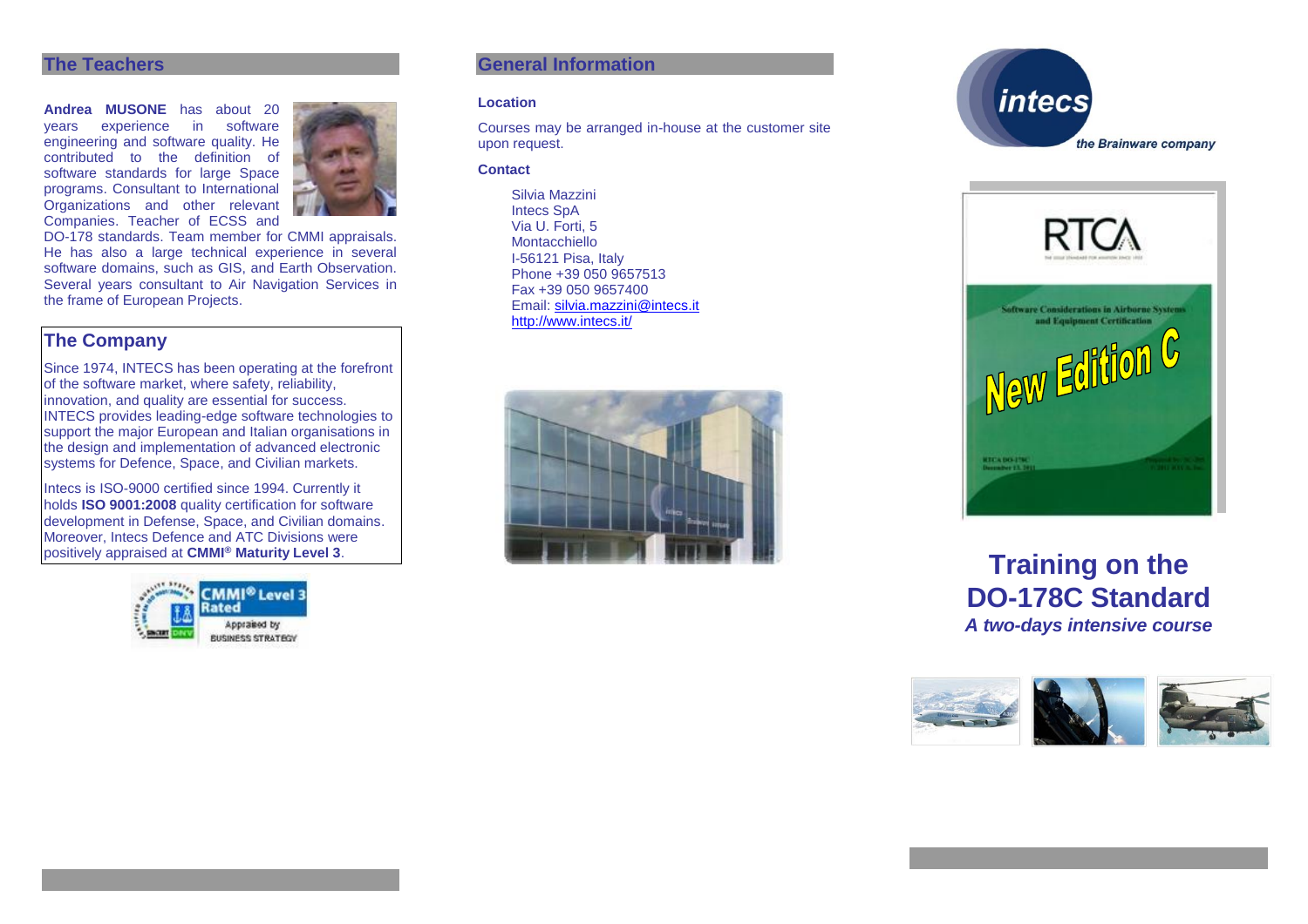## The Teachers

**Andrea MUSONE** has about 20 years experience in software engineering and software quality. He contributed to the definition of software standards for large Space programs. Consultant to International Organizations and other relevant Companies. Teacher of ECSS and DO-178 standards. Team member for CMMI appraisals. He has also a large technical experience in several software domains, such as GIS, and Earth Observation. Several years consultant to Air Navigation Services in the frame of European Projects.

## The Company

Since 1974, INTECS has been operating at the forefront of the software market, where safety, reliability, innovation, and quality are essential for success. INTECS provides leading-edge software technologies to support the major European and Italian organisations in the design and implementation of advanced electronic systems for Defence, Space, and Civilian markets.

Intecs is ISO-9000 certified since 1994. Currently it holds **ISO 9001:2008** quality certification for software development in Defense, Space, and Civilian domains. Moreover, Intecs Defence and ATC Divisions were positively appraised at **CMMI® Maturity Level 3**.

## General Information

### Location

Courses may be arranged in-house at the customer site upon request.

### Contact

Silvia Mazzini
Intecs SpA
Via U. Forti, 5
Montacchiello
I-56121 Pisa, Italy
Phone +39 050 9657513
Fax +39 050 9657400
Email: silvia.mazzini@intecs.it
http://www.intecs.it/

intecs
*the Brainware company*

# Training on the DO-178C Standard

***A two-days intensive course***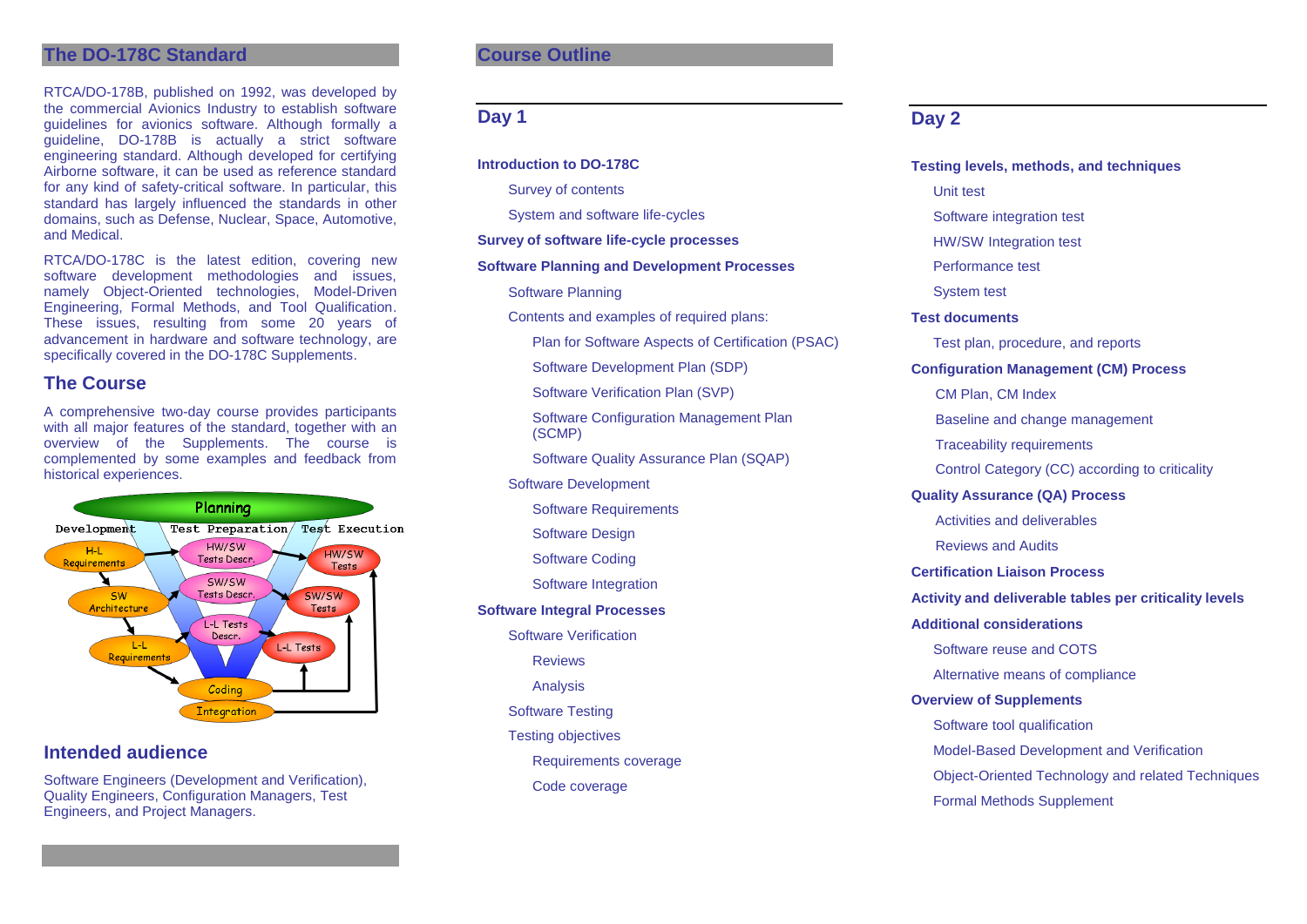## The DO-178C Standard

RTCA/DO-178B, published on 1992, was developed by the commercial Avionics Industry to establish software guidelines for avionics software. Although formally a guideline, DO-178B is actually a strict software engineering standard. Although developed for certifying Airborne software, it can be used as reference standard for any kind of safety-critical software. In particular, this standard has largely influenced the standards in other domains, such as Defense, Nuclear, Space, Automotive, and Medical.

RTCA/DO-178C is the latest edition, covering new software development methodologies and issues, namely Object-Oriented technologies, Model-Driven Engineering, Formal Methods, and Tool Qualification. These issues, resulting from some 20 years of advancement in hardware and software technology, are specifically covered in the DO-178C Supplements.

## The Course

A comprehensive two-day course provides participants with all major features of the standard, together with an overview of the Supplements. The course is complemented by some examples and feedback from historical experiences.

Planning

Development

Test Preparation

Test Execution

H-L Requirements

SW Architecture

L-L Requirements

HW/SW Tests Descr.

SW/SW Tests Descr.

L-L Tests Descr.

HW/SW Tests

SW/SW Tests

L-L Tests

Coding

Integration

## Intended audience

Software Engineers (Development and Verification), Quality Engineers, Configuration Managers, Test Engineers, and Project Managers.

## Course Outline

### Day 1

**Introduction to DO-178C**

- Survey of contents
- System and software life-cycles

**Survey of software life-cycle processes**

**Software Planning and Development Processes**

- Software Planning
- Contents and examples of required plans:
  - Plan for Software Aspects of Certification (PSAC)
  - Software Development Plan (SDP)
  - Software Verification Plan (SVP)
  - Software Configuration Management Plan (SCMP)
  - Software Quality Assurance Plan (SQAP)
- Software Development
  - Software Requirements
  - Software Design
  - Software Coding
  - Software Integration

**Software Integral Processes**

- Software Verification
  - Reviews
  - Analysis
- Software Testing
- Testing objectives
  - Requirements coverage
  - Code coverage

### Day 2

**Testing levels, methods, and techniques**

- Unit test
- Software integration test
- HW/SW Integration test
- Performance test
- System test

**Test documents**

- Test plan, procedure, and reports

**Configuration Management (CM) Process**

- CM Plan, CM Index
- Baseline and change management
- Traceability requirements
- Control Category (CC) according to criticality

**Quality Assurance (QA) Process**

- Activities and deliverables
- Reviews and Audits

**Certification Liaison Process**

**Activity and deliverable tables per criticality levels**

**Additional considerations**

- Software reuse and COTS
- Alternative means of compliance

**Overview of Supplements**

- Software tool qualification
- Model-Based Development and Verification
- Object-Oriented Technology and related Techniques
- Formal Methods Supplement